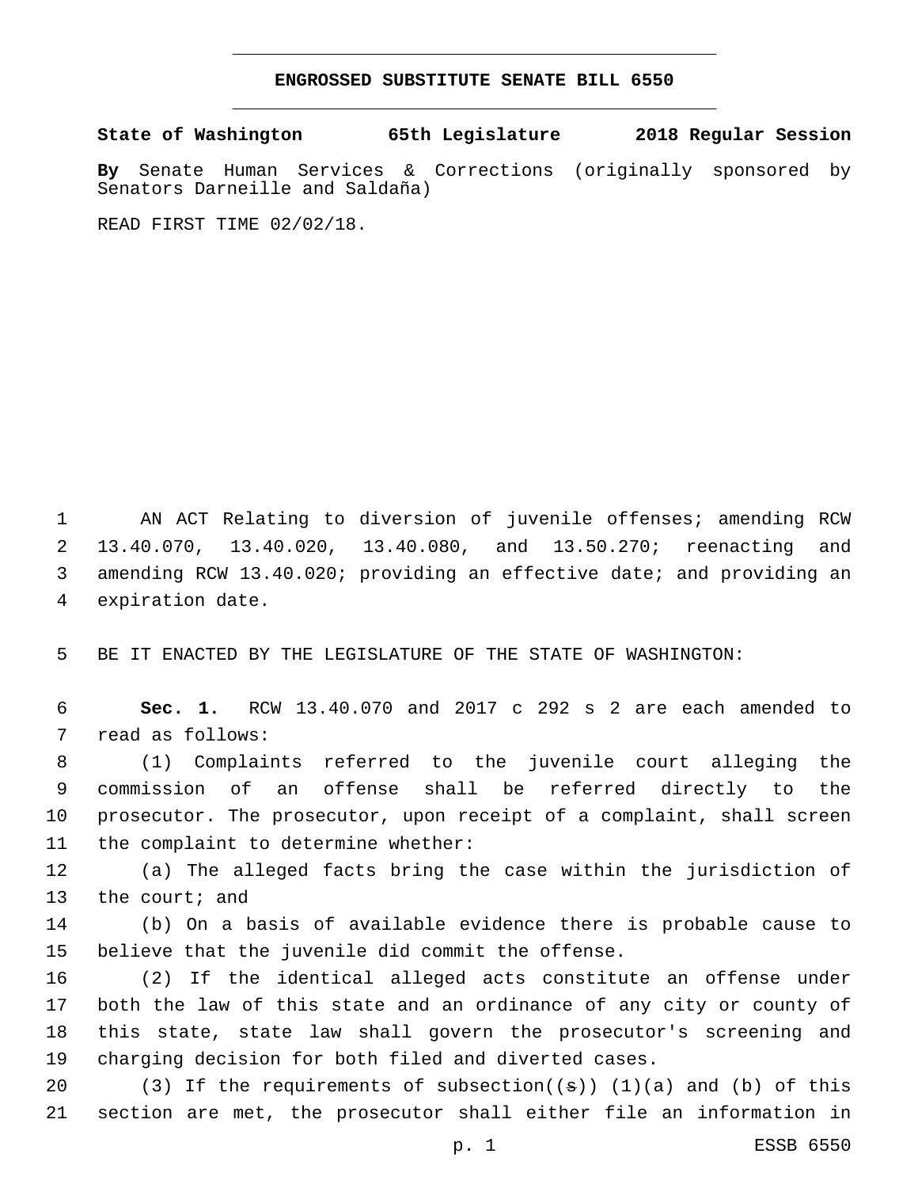# ENGROSSED SUBSTITUTE SENATE BILL 6550

**State of Washington 65th Legislature 2018 Regular Session**

**By** Senate Human Services & Corrections (originally sponsored by Senators Darneille and Saldaña)

READ FIRST TIME 02/02/18.

AN ACT Relating to diversion of juvenile offenses; amending RCW 13.40.070, 13.40.020, 13.40.080, and 13.50.270; reenacting and amending RCW 13.40.020; providing an effective date; and providing an expiration date.

BE IT ENACTED BY THE LEGISLATURE OF THE STATE OF WASHINGTON:

**Sec. 1.** RCW 13.40.070 and 2017 c 292 s 2 are each amended to read as follows:

(1) Complaints referred to the juvenile court alleging the commission of an offense shall be referred directly to the prosecutor. The prosecutor, upon receipt of a complaint, shall screen the complaint to determine whether:

(a) The alleged facts bring the case within the jurisdiction of the court; and

(b) On a basis of available evidence there is probable cause to believe that the juvenile did commit the offense.

(2) If the identical alleged acts constitute an offense under both the law of this state and an ordinance of any city or county of this state, state law shall govern the prosecutor's screening and charging decision for both filed and diverted cases.

(3) If the requirements of subsection((~~s~~)) (1)(a) and (b) of this section are met, the prosecutor shall either file an information in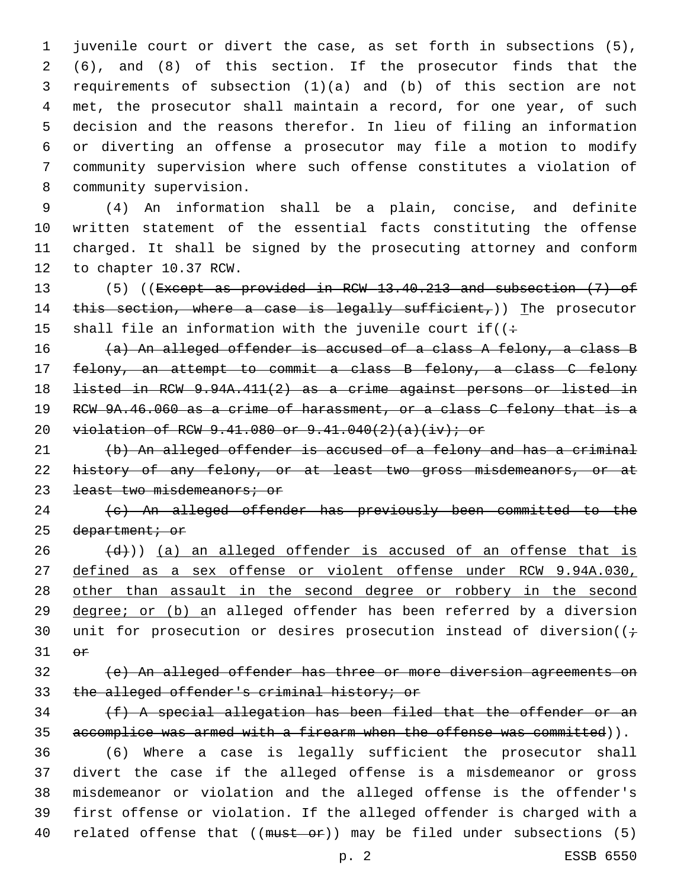juvenile court or divert the case, as set forth in subsections (5), (6), and (8) of this section. If the prosecutor finds that the requirements of subsection (1)(a) and (b) of this section are not met, the prosecutor shall maintain a record, for one year, of such decision and the reasons therefor. In lieu of filing an information or diverting an offense a prosecutor may file a motion to modify community supervision where such offense constitutes a violation of community supervision.

(4) An information shall be a plain, concise, and definite written statement of the essential facts constituting the offense charged. It shall be signed by the prosecuting attorney and conform to chapter 10.37 RCW.

(5) ((~~Except as provided in RCW 13.40.213 and subsection (7) of this section, where a case is legally sufficient,~~)) The prosecutor shall file an information with the juvenile court if((~~:~~

~~(a) An alleged offender is accused of a class A felony, a class B felony, an attempt to commit a class B felony, a class C felony listed in RCW 9.94A.411(2) as a crime against persons or listed in RCW 9A.46.060 as a crime of harassment, or a class C felony that is a violation of RCW 9.41.080 or 9.41.040(2)(a)(iv); or~~

~~(b) An alleged offender is accused of a felony and has a criminal history of any felony, or at least two gross misdemeanors, or at least two misdemeanors; or~~

~~(c) An alleged offender has previously been committed to the department; or~~

~~(d)~~)) (a) an alleged offender is accused of an offense that is defined as a sex offense or violent offense under RCW 9.94A.030, other than assault in the second degree or robbery in the second degree; or (b) an alleged offender has been referred by a diversion unit for prosecution or desires prosecution instead of diversion((~~; or~~

~~(e) An alleged offender has three or more diversion agreements on the alleged offender's criminal history; or~~

~~(f) A special allegation has been filed that the offender or an accomplice was armed with a firearm when the offense was committed~~)).

(6) Where a case is legally sufficient the prosecutor shall divert the case if the alleged offense is a misdemeanor or gross misdemeanor or violation and the alleged offense is the offender's first offense or violation. If the alleged offender is charged with a related offense that ((~~must or~~)) may be filed under subsections (5)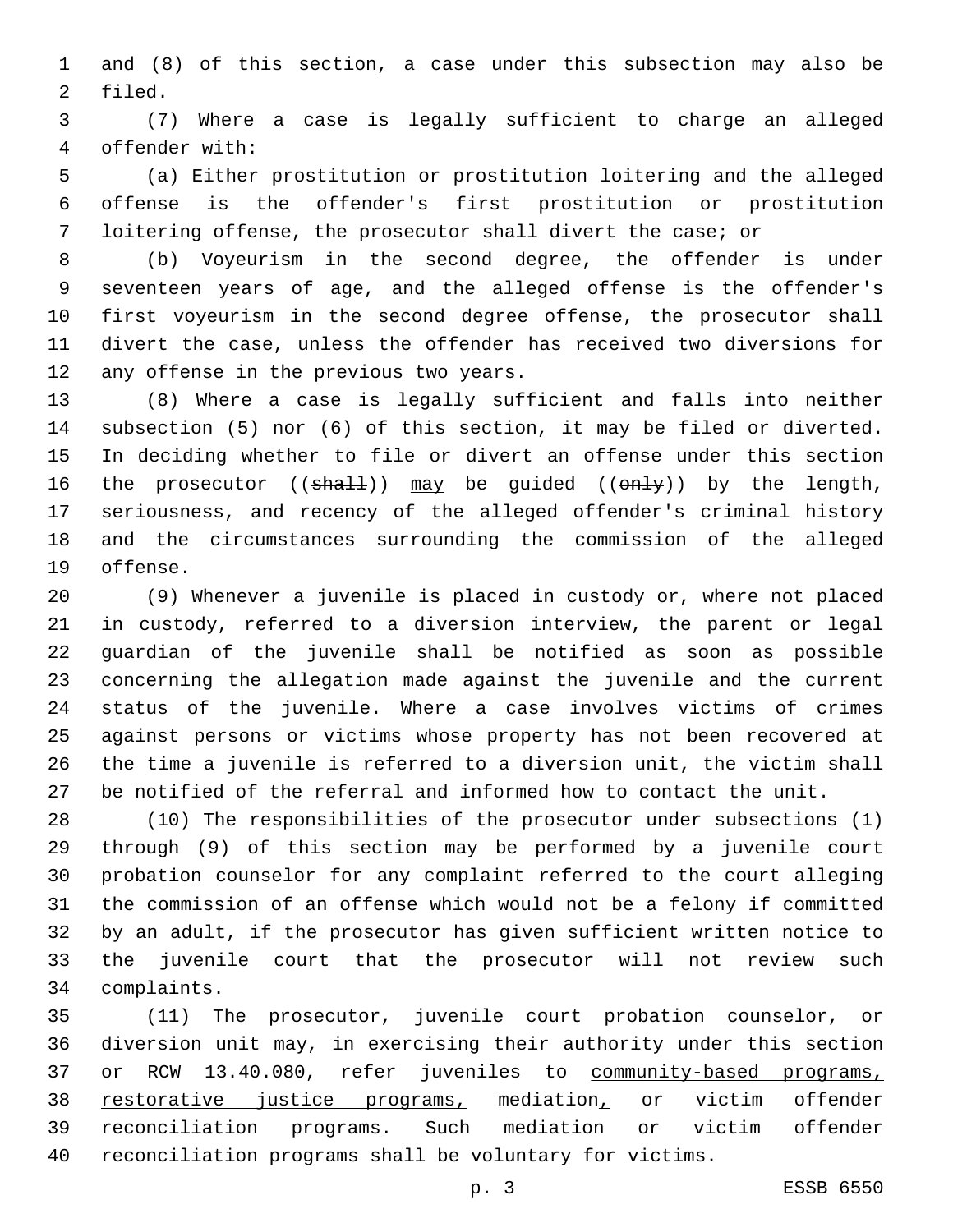and (8) of this section, a case under this subsection may also be filed.

(7) Where a case is legally sufficient to charge an alleged offender with:

(a) Either prostitution or prostitution loitering and the alleged offense is the offender's first prostitution or prostitution loitering offense, the prosecutor shall divert the case; or

(b) Voyeurism in the second degree, the offender is under seventeen years of age, and the alleged offense is the offender's first voyeurism in the second degree offense, the prosecutor shall divert the case, unless the offender has received two diversions for any offense in the previous two years.

(8) Where a case is legally sufficient and falls into neither subsection (5) nor (6) of this section, it may be filed or diverted. In deciding whether to file or divert an offense under this section the prosecutor ((~~shall~~)) <u>may</u> be guided ((~~only~~)) by the length, seriousness, and recency of the alleged offender's criminal history and the circumstances surrounding the commission of the alleged offense.

(9) Whenever a juvenile is placed in custody or, where not placed in custody, referred to a diversion interview, the parent or legal guardian of the juvenile shall be notified as soon as possible concerning the allegation made against the juvenile and the current status of the juvenile. Where a case involves victims of crimes against persons or victims whose property has not been recovered at the time a juvenile is referred to a diversion unit, the victim shall be notified of the referral and informed how to contact the unit.

(10) The responsibilities of the prosecutor under subsections (1) through (9) of this section may be performed by a juvenile court probation counselor for any complaint referred to the court alleging the commission of an offense which would not be a felony if committed by an adult, if the prosecutor has given sufficient written notice to the juvenile court that the prosecutor will not review such complaints.

(11) The prosecutor, juvenile court probation counselor, or diversion unit may, in exercising their authority under this section or RCW 13.40.080, refer juveniles to <u>community-based programs, restorative justice programs,</u> mediation<u>,</u> or victim offender reconciliation programs. Such mediation or victim offender reconciliation programs shall be voluntary for victims.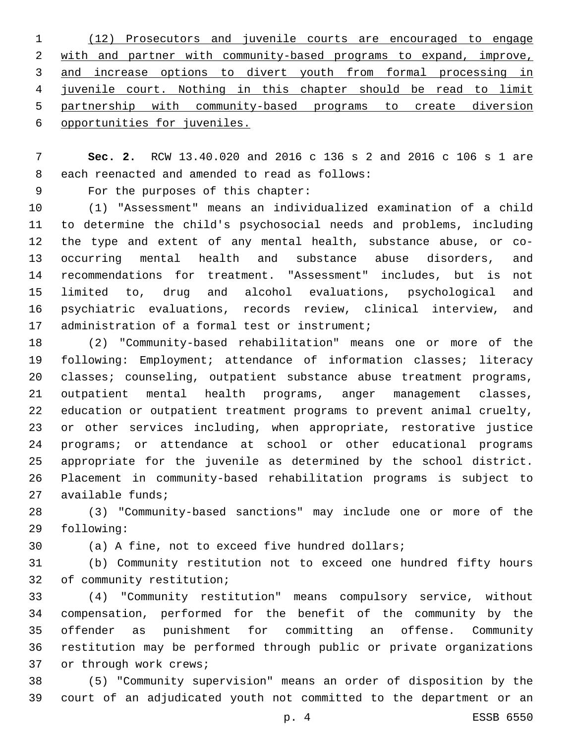(12) Prosecutors and juvenile courts are encouraged to engage with and partner with community-based programs to expand, improve, and increase options to divert youth from formal processing in juvenile court. Nothing in this chapter should be read to limit partnership with community-based programs to create diversion opportunities for juveniles.

**Sec. 2.** RCW 13.40.020 and 2016 c 136 s 2 and 2016 c 106 s 1 are each reenacted and amended to read as follows:

For the purposes of this chapter:

(1) "Assessment" means an individualized examination of a child to determine the child's psychosocial needs and problems, including the type and extent of any mental health, substance abuse, or co-occurring mental health and substance abuse disorders, and recommendations for treatment. "Assessment" includes, but is not limited to, drug and alcohol evaluations, psychological and psychiatric evaluations, records review, clinical interview, and administration of a formal test or instrument;

(2) "Community-based rehabilitation" means one or more of the following: Employment; attendance of information classes; literacy classes; counseling, outpatient substance abuse treatment programs, outpatient mental health programs, anger management classes, education or outpatient treatment programs to prevent animal cruelty, or other services including, when appropriate, restorative justice programs; or attendance at school or other educational programs appropriate for the juvenile as determined by the school district. Placement in community-based rehabilitation programs is subject to available funds;

(3) "Community-based sanctions" may include one or more of the following:

(a) A fine, not to exceed five hundred dollars;

(b) Community restitution not to exceed one hundred fifty hours of community restitution;

(4) "Community restitution" means compulsory service, without compensation, performed for the benefit of the community by the offender as punishment for committing an offense. Community restitution may be performed through public or private organizations or through work crews;

(5) "Community supervision" means an order of disposition by the court of an adjudicated youth not committed to the department or an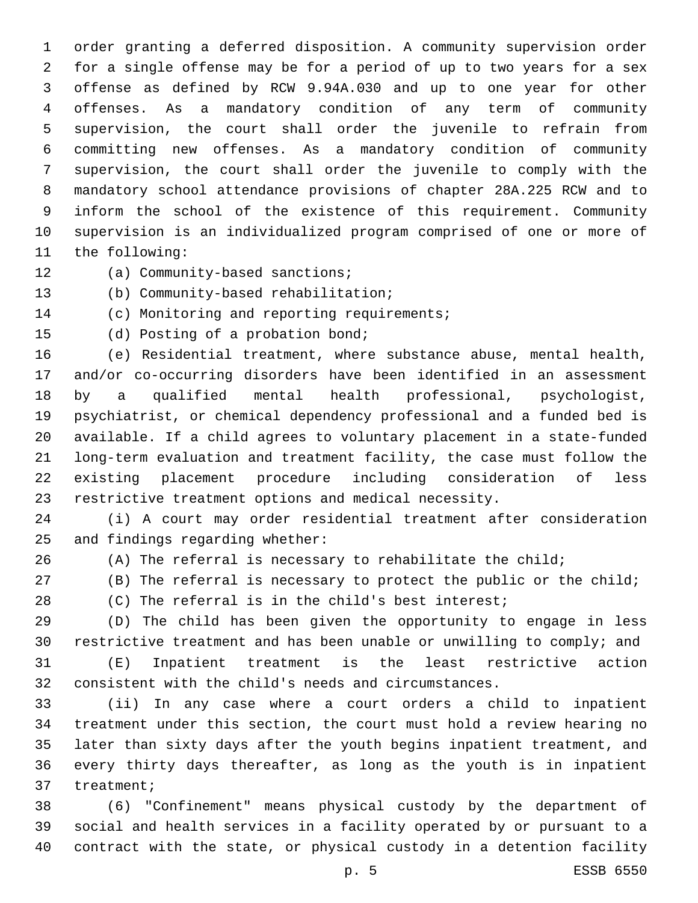order granting a deferred disposition. A community supervision order for a single offense may be for a period of up to two years for a sex offense as defined by RCW 9.94A.030 and up to one year for other offenses. As a mandatory condition of any term of community supervision, the court shall order the juvenile to refrain from committing new offenses. As a mandatory condition of community supervision, the court shall order the juvenile to comply with the mandatory school attendance provisions of chapter 28A.225 RCW and to inform the school of the existence of this requirement. Community supervision is an individualized program comprised of one or more of the following:

(a) Community-based sanctions;

(b) Community-based rehabilitation;

(c) Monitoring and reporting requirements;

(d) Posting of a probation bond;

(e) Residential treatment, where substance abuse, mental health, and/or co-occurring disorders have been identified in an assessment by a qualified mental health professional, psychologist, psychiatrist, or chemical dependency professional and a funded bed is available. If a child agrees to voluntary placement in a state-funded long-term evaluation and treatment facility, the case must follow the existing placement procedure including consideration of less restrictive treatment options and medical necessity.

(i) A court may order residential treatment after consideration and findings regarding whether:

(A) The referral is necessary to rehabilitate the child;

(B) The referral is necessary to protect the public or the child;

(C) The referral is in the child's best interest;

(D) The child has been given the opportunity to engage in less restrictive treatment and has been unable or unwilling to comply; and

(E) Inpatient treatment is the least restrictive action consistent with the child's needs and circumstances.

(ii) In any case where a court orders a child to inpatient treatment under this section, the court must hold a review hearing no later than sixty days after the youth begins inpatient treatment, and every thirty days thereafter, as long as the youth is in inpatient treatment;

(6) "Confinement" means physical custody by the department of social and health services in a facility operated by or pursuant to a contract with the state, or physical custody in a detention facility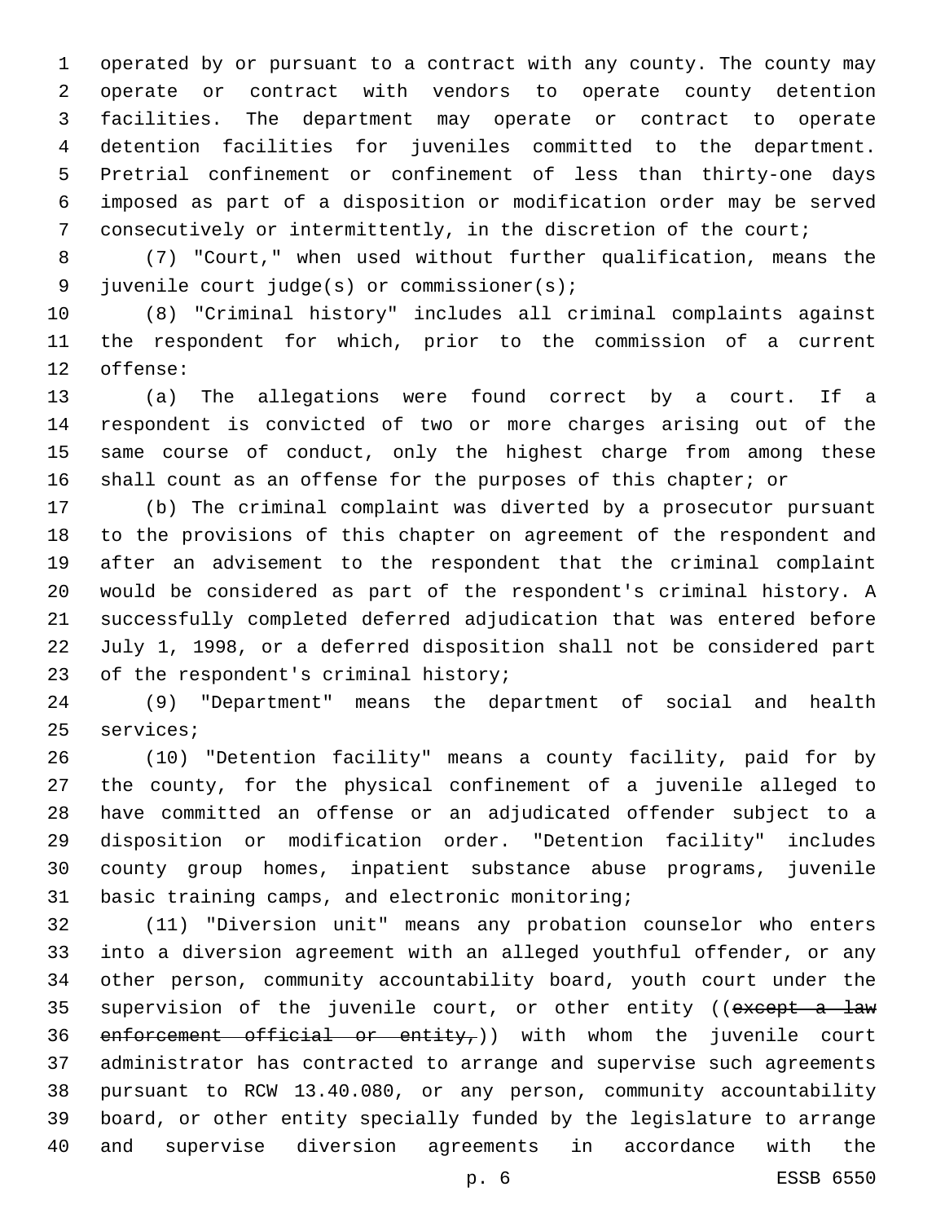operated by or pursuant to a contract with any county. The county may operate or contract with vendors to operate county detention facilities. The department may operate or contract to operate detention facilities for juveniles committed to the department. Pretrial confinement or confinement of less than thirty-one days imposed as part of a disposition or modification order may be served consecutively or intermittently, in the discretion of the court;

(7) "Court," when used without further qualification, means the juvenile court judge(s) or commissioner(s);

(8) "Criminal history" includes all criminal complaints against the respondent for which, prior to the commission of a current offense:

(a) The allegations were found correct by a court. If a respondent is convicted of two or more charges arising out of the same course of conduct, only the highest charge from among these shall count as an offense for the purposes of this chapter; or

(b) The criminal complaint was diverted by a prosecutor pursuant to the provisions of this chapter on agreement of the respondent and after an advisement to the respondent that the criminal complaint would be considered as part of the respondent's criminal history. A successfully completed deferred adjudication that was entered before July 1, 1998, or a deferred disposition shall not be considered part of the respondent's criminal history;

(9) "Department" means the department of social and health services;

(10) "Detention facility" means a county facility, paid for by the county, for the physical confinement of a juvenile alleged to have committed an offense or an adjudicated offender subject to a disposition or modification order. "Detention facility" includes county group homes, inpatient substance abuse programs, juvenile basic training camps, and electronic monitoring;

(11) "Diversion unit" means any probation counselor who enters into a diversion agreement with an alleged youthful offender, or any other person, community accountability board, youth court under the supervision of the juvenile court, or other entity ((~~except a law enforcement official or entity,~~)) with whom the juvenile court administrator has contracted to arrange and supervise such agreements pursuant to RCW 13.40.080, or any person, community accountability board, or other entity specially funded by the legislature to arrange and supervise diversion agreements in accordance with the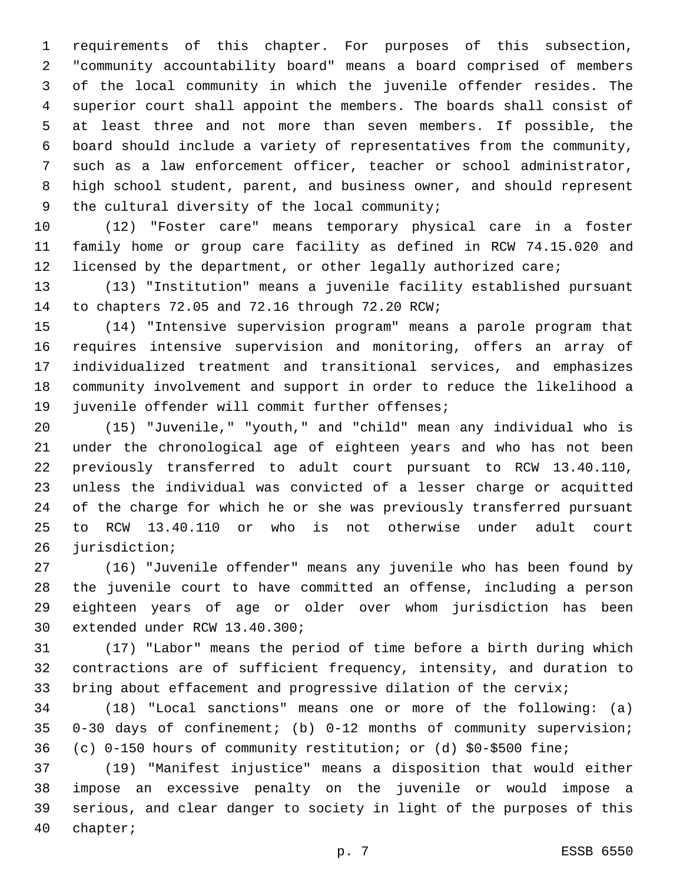requirements of this chapter. For purposes of this subsection, "community accountability board" means a board comprised of members of the local community in which the juvenile offender resides. The superior court shall appoint the members. The boards shall consist of at least three and not more than seven members. If possible, the board should include a variety of representatives from the community, such as a law enforcement officer, teacher or school administrator, high school student, parent, and business owner, and should represent the cultural diversity of the local community;

(12) "Foster care" means temporary physical care in a foster family home or group care facility as defined in RCW 74.15.020 and licensed by the department, or other legally authorized care;

(13) "Institution" means a juvenile facility established pursuant to chapters 72.05 and 72.16 through 72.20 RCW;

(14) "Intensive supervision program" means a parole program that requires intensive supervision and monitoring, offers an array of individualized treatment and transitional services, and emphasizes community involvement and support in order to reduce the likelihood a juvenile offender will commit further offenses;

(15) "Juvenile," "youth," and "child" mean any individual who is under the chronological age of eighteen years and who has not been previously transferred to adult court pursuant to RCW 13.40.110, unless the individual was convicted of a lesser charge or acquitted of the charge for which he or she was previously transferred pursuant to RCW 13.40.110 or who is not otherwise under adult court jurisdiction;

(16) "Juvenile offender" means any juvenile who has been found by the juvenile court to have committed an offense, including a person eighteen years of age or older over whom jurisdiction has been extended under RCW 13.40.300;

(17) "Labor" means the period of time before a birth during which contractions are of sufficient frequency, intensity, and duration to bring about effacement and progressive dilation of the cervix;

(18) "Local sanctions" means one or more of the following: (a) 0-30 days of confinement; (b) 0-12 months of community supervision; (c) 0-150 hours of community restitution; or (d) $0-$500 fine;

(19) "Manifest injustice" means a disposition that would either impose an excessive penalty on the juvenile or would impose a serious, and clear danger to society in light of the purposes of this chapter;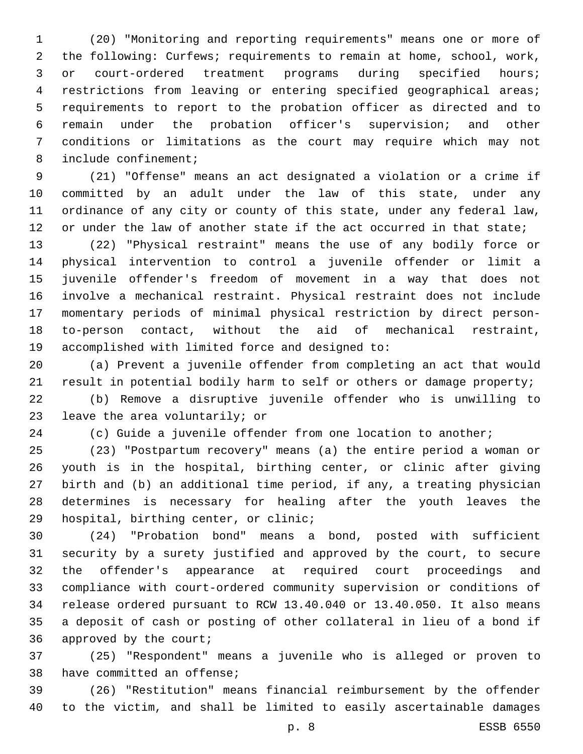(20) "Monitoring and reporting requirements" means one or more of the following: Curfews; requirements to remain at home, school, work, or court-ordered treatment programs during specified hours; restrictions from leaving or entering specified geographical areas; requirements to report to the probation officer as directed and to remain under the probation officer's supervision; and other conditions or limitations as the court may require which may not include confinement;

(21) "Offense" means an act designated a violation or a crime if committed by an adult under the law of this state, under any ordinance of any city or county of this state, under any federal law, or under the law of another state if the act occurred in that state;

(22) "Physical restraint" means the use of any bodily force or physical intervention to control a juvenile offender or limit a juvenile offender's freedom of movement in a way that does not involve a mechanical restraint. Physical restraint does not include momentary periods of minimal physical restriction by direct person-to-person contact, without the aid of mechanical restraint, accomplished with limited force and designed to:

(a) Prevent a juvenile offender from completing an act that would result in potential bodily harm to self or others or damage property;

(b) Remove a disruptive juvenile offender who is unwilling to leave the area voluntarily; or

(c) Guide a juvenile offender from one location to another;

(23) "Postpartum recovery" means (a) the entire period a woman or youth is in the hospital, birthing center, or clinic after giving birth and (b) an additional time period, if any, a treating physician determines is necessary for healing after the youth leaves the hospital, birthing center, or clinic;

(24) "Probation bond" means a bond, posted with sufficient security by a surety justified and approved by the court, to secure the offender's appearance at required court proceedings and compliance with court-ordered community supervision or conditions of release ordered pursuant to RCW 13.40.040 or 13.40.050. It also means a deposit of cash or posting of other collateral in lieu of a bond if approved by the court;

(25) "Respondent" means a juvenile who is alleged or proven to have committed an offense;

(26) "Restitution" means financial reimbursement by the offender to the victim, and shall be limited to easily ascertainable damages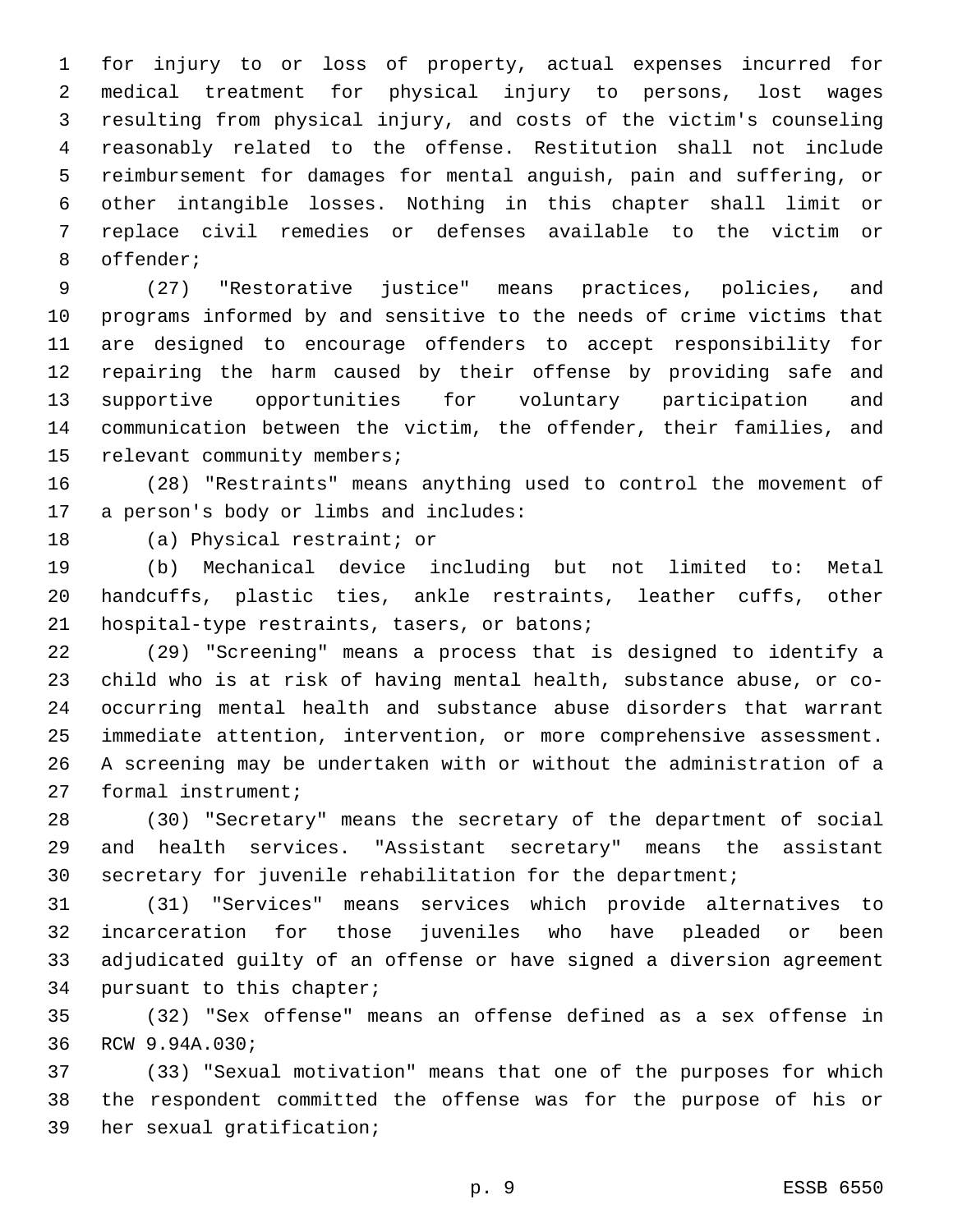for injury to or loss of property, actual expenses incurred for medical treatment for physical injury to persons, lost wages resulting from physical injury, and costs of the victim's counseling reasonably related to the offense. Restitution shall not include reimbursement for damages for mental anguish, pain and suffering, or other intangible losses. Nothing in this chapter shall limit or replace civil remedies or defenses available to the victim or offender;

(27) "Restorative justice" means practices, policies, and programs informed by and sensitive to the needs of crime victims that are designed to encourage offenders to accept responsibility for repairing the harm caused by their offense by providing safe and supportive opportunities for voluntary participation and communication between the victim, the offender, their families, and relevant community members;

(28) "Restraints" means anything used to control the movement of a person's body or limbs and includes:

(a) Physical restraint; or

(b) Mechanical device including but not limited to: Metal handcuffs, plastic ties, ankle restraints, leather cuffs, other hospital-type restraints, tasers, or batons;

(29) "Screening" means a process that is designed to identify a child who is at risk of having mental health, substance abuse, or co-occurring mental health and substance abuse disorders that warrant immediate attention, intervention, or more comprehensive assessment. A screening may be undertaken with or without the administration of a formal instrument;

(30) "Secretary" means the secretary of the department of social and health services. "Assistant secretary" means the assistant secretary for juvenile rehabilitation for the department;

(31) "Services" means services which provide alternatives to incarceration for those juveniles who have pleaded or been adjudicated guilty of an offense or have signed a diversion agreement pursuant to this chapter;

(32) "Sex offense" means an offense defined as a sex offense in RCW 9.94A.030;

(33) "Sexual motivation" means that one of the purposes for which the respondent committed the offense was for the purpose of his or her sexual gratification;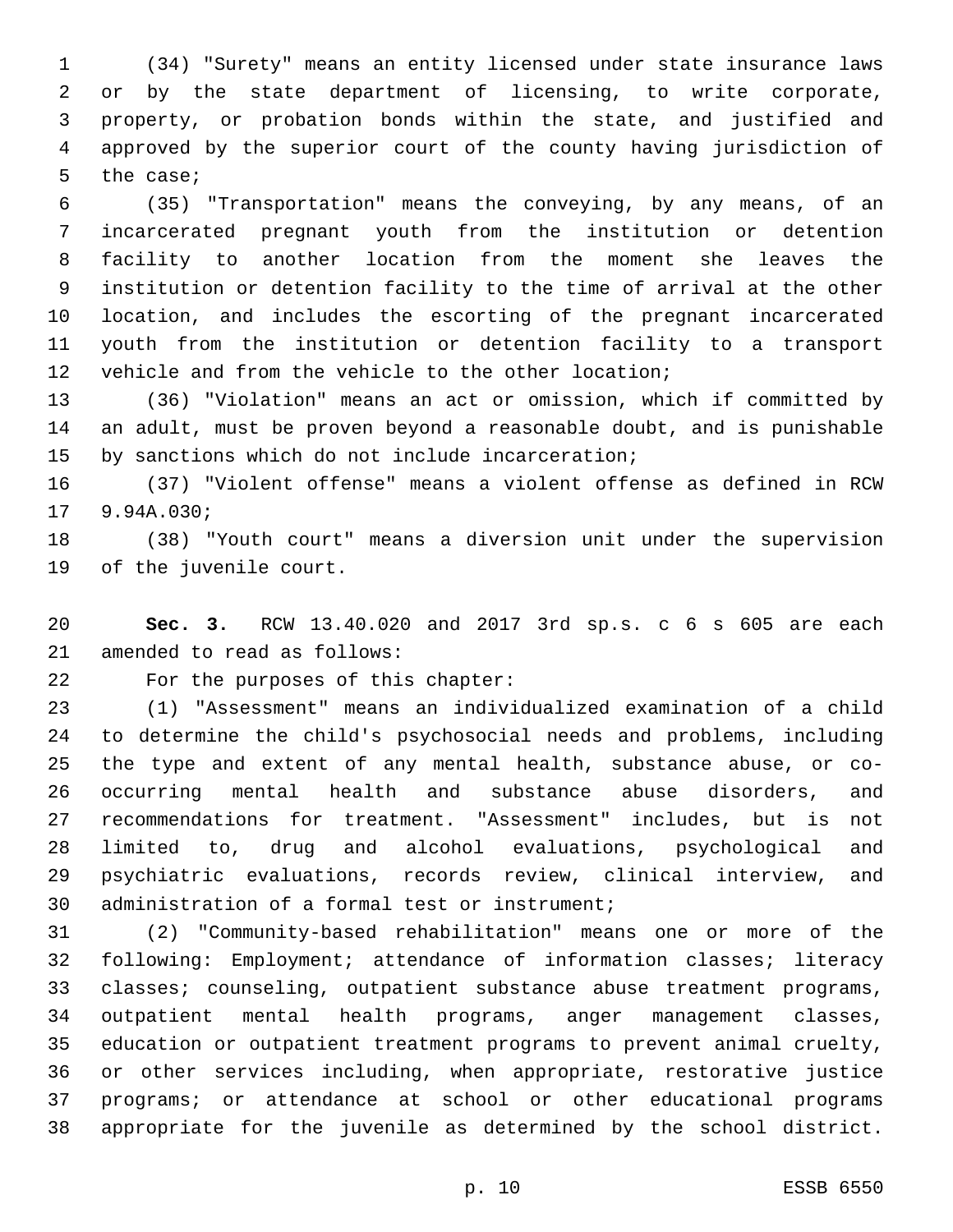(34) "Surety" means an entity licensed under state insurance laws or by the state department of licensing, to write corporate, property, or probation bonds within the state, and justified and approved by the superior court of the county having jurisdiction of the case;

(35) "Transportation" means the conveying, by any means, of an incarcerated pregnant youth from the institution or detention facility to another location from the moment she leaves the institution or detention facility to the time of arrival at the other location, and includes the escorting of the pregnant incarcerated youth from the institution or detention facility to a transport vehicle and from the vehicle to the other location;

(36) "Violation" means an act or omission, which if committed by an adult, must be proven beyond a reasonable doubt, and is punishable by sanctions which do not include incarceration;

(37) "Violent offense" means a violent offense as defined in RCW 9.94A.030;

(38) "Youth court" means a diversion unit under the supervision of the juvenile court.

**Sec. 3.** RCW 13.40.020 and 2017 3rd sp.s. c 6 s 605 are each amended to read as follows:

For the purposes of this chapter:

(1) "Assessment" means an individualized examination of a child to determine the child's psychosocial needs and problems, including the type and extent of any mental health, substance abuse, or co-occurring mental health and substance abuse disorders, and recommendations for treatment. "Assessment" includes, but is not limited to, drug and alcohol evaluations, psychological and psychiatric evaluations, records review, clinical interview, and administration of a formal test or instrument;

(2) "Community-based rehabilitation" means one or more of the following: Employment; attendance of information classes; literacy classes; counseling, outpatient substance abuse treatment programs, outpatient mental health programs, anger management classes, education or outpatient treatment programs to prevent animal cruelty, or other services including, when appropriate, restorative justice programs; or attendance at school or other educational programs appropriate for the juvenile as determined by the school district.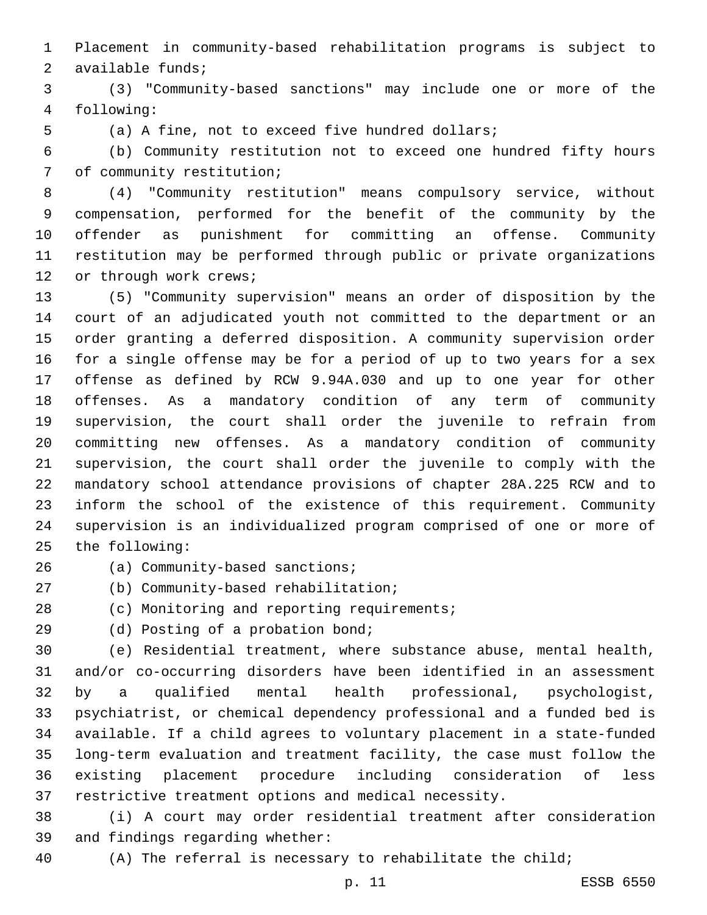Placement in community-based rehabilitation programs is subject to available funds;

(3) "Community-based sanctions" may include one or more of the following:

(a) A fine, not to exceed five hundred dollars;

(b) Community restitution not to exceed one hundred fifty hours of community restitution;

(4) "Community restitution" means compulsory service, without compensation, performed for the benefit of the community by the offender as punishment for committing an offense. Community restitution may be performed through public or private organizations or through work crews;

(5) "Community supervision" means an order of disposition by the court of an adjudicated youth not committed to the department or an order granting a deferred disposition. A community supervision order for a single offense may be for a period of up to two years for a sex offense as defined by RCW 9.94A.030 and up to one year for other offenses. As a mandatory condition of any term of community supervision, the court shall order the juvenile to refrain from committing new offenses. As a mandatory condition of community supervision, the court shall order the juvenile to comply with the mandatory school attendance provisions of chapter 28A.225 RCW and to inform the school of the existence of this requirement. Community supervision is an individualized program comprised of one or more of the following:

(a) Community-based sanctions;

(b) Community-based rehabilitation;

(c) Monitoring and reporting requirements;

(d) Posting of a probation bond;

(e) Residential treatment, where substance abuse, mental health, and/or co-occurring disorders have been identified in an assessment by a qualified mental health professional, psychologist, psychiatrist, or chemical dependency professional and a funded bed is available. If a child agrees to voluntary placement in a state-funded long-term evaluation and treatment facility, the case must follow the existing placement procedure including consideration of less restrictive treatment options and medical necessity.

(i) A court may order residential treatment after consideration and findings regarding whether:

(A) The referral is necessary to rehabilitate the child;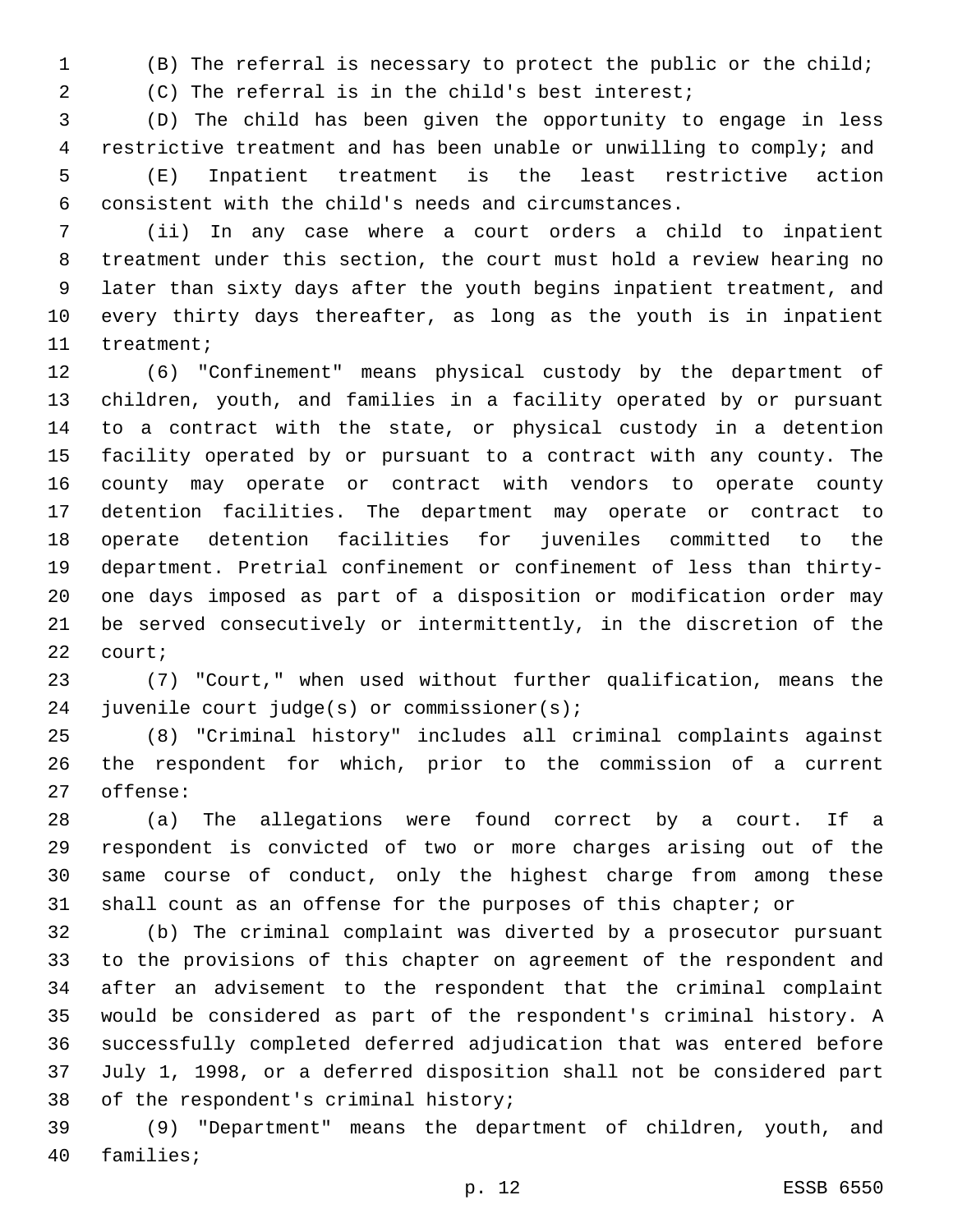(B) The referral is necessary to protect the public or the child;

(C) The referral is in the child's best interest;

(D) The child has been given the opportunity to engage in less restrictive treatment and has been unable or unwilling to comply; and

(E) Inpatient treatment is the least restrictive action consistent with the child's needs and circumstances.

(ii) In any case where a court orders a child to inpatient treatment under this section, the court must hold a review hearing no later than sixty days after the youth begins inpatient treatment, and every thirty days thereafter, as long as the youth is in inpatient treatment;

(6) "Confinement" means physical custody by the department of children, youth, and families in a facility operated by or pursuant to a contract with the state, or physical custody in a detention facility operated by or pursuant to a contract with any county. The county may operate or contract with vendors to operate county detention facilities. The department may operate or contract to operate detention facilities for juveniles committed to the department. Pretrial confinement or confinement of less than thirty-one days imposed as part of a disposition or modification order may be served consecutively or intermittently, in the discretion of the court;

(7) "Court," when used without further qualification, means the juvenile court judge(s) or commissioner(s);

(8) "Criminal history" includes all criminal complaints against the respondent for which, prior to the commission of a current offense:

(a) The allegations were found correct by a court. If a respondent is convicted of two or more charges arising out of the same course of conduct, only the highest charge from among these shall count as an offense for the purposes of this chapter; or

(b) The criminal complaint was diverted by a prosecutor pursuant to the provisions of this chapter on agreement of the respondent and after an advisement to the respondent that the criminal complaint would be considered as part of the respondent's criminal history. A successfully completed deferred adjudication that was entered before July 1, 1998, or a deferred disposition shall not be considered part of the respondent's criminal history;

(9) "Department" means the department of children, youth, and families;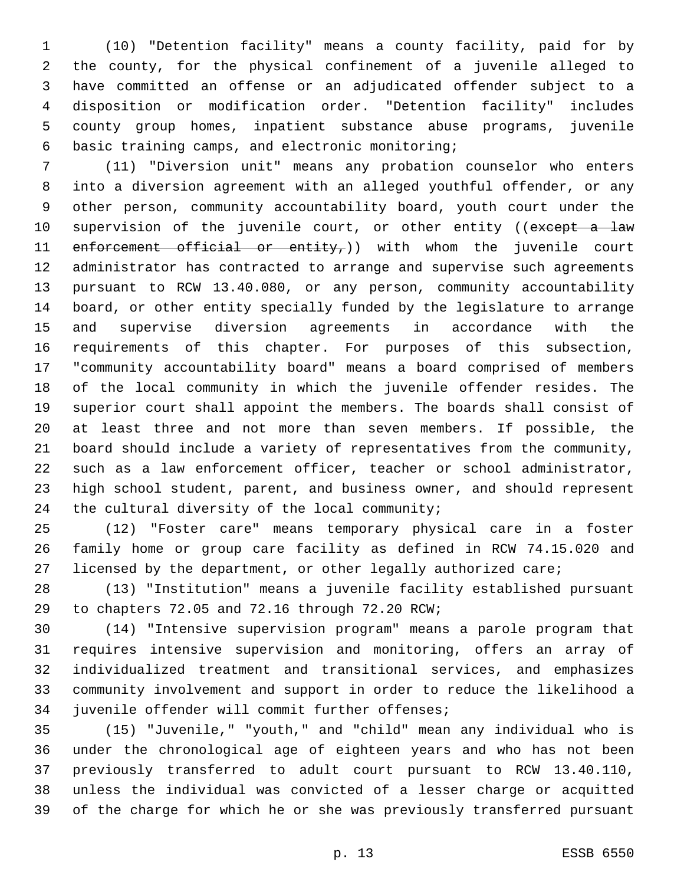(10) "Detention facility" means a county facility, paid for by the county, for the physical confinement of a juvenile alleged to have committed an offense or an adjudicated offender subject to a disposition or modification order. "Detention facility" includes county group homes, inpatient substance abuse programs, juvenile basic training camps, and electronic monitoring;

(11) "Diversion unit" means any probation counselor who enters into a diversion agreement with an alleged youthful offender, or any other person, community accountability board, youth court under the supervision of the juvenile court, or other entity ((~~except a law enforcement official or entity,~~)) with whom the juvenile court administrator has contracted to arrange and supervise such agreements pursuant to RCW 13.40.080, or any person, community accountability board, or other entity specially funded by the legislature to arrange and supervise diversion agreements in accordance with the requirements of this chapter. For purposes of this subsection, "community accountability board" means a board comprised of members of the local community in which the juvenile offender resides. The superior court shall appoint the members. The boards shall consist of at least three and not more than seven members. If possible, the board should include a variety of representatives from the community, such as a law enforcement officer, teacher or school administrator, high school student, parent, and business owner, and should represent the cultural diversity of the local community;

(12) "Foster care" means temporary physical care in a foster family home or group care facility as defined in RCW 74.15.020 and licensed by the department, or other legally authorized care;

(13) "Institution" means a juvenile facility established pursuant to chapters 72.05 and 72.16 through 72.20 RCW;

(14) "Intensive supervision program" means a parole program that requires intensive supervision and monitoring, offers an array of individualized treatment and transitional services, and emphasizes community involvement and support in order to reduce the likelihood a juvenile offender will commit further offenses;

(15) "Juvenile," "youth," and "child" mean any individual who is under the chronological age of eighteen years and who has not been previously transferred to adult court pursuant to RCW 13.40.110, unless the individual was convicted of a lesser charge or acquitted of the charge for which he or she was previously transferred pursuant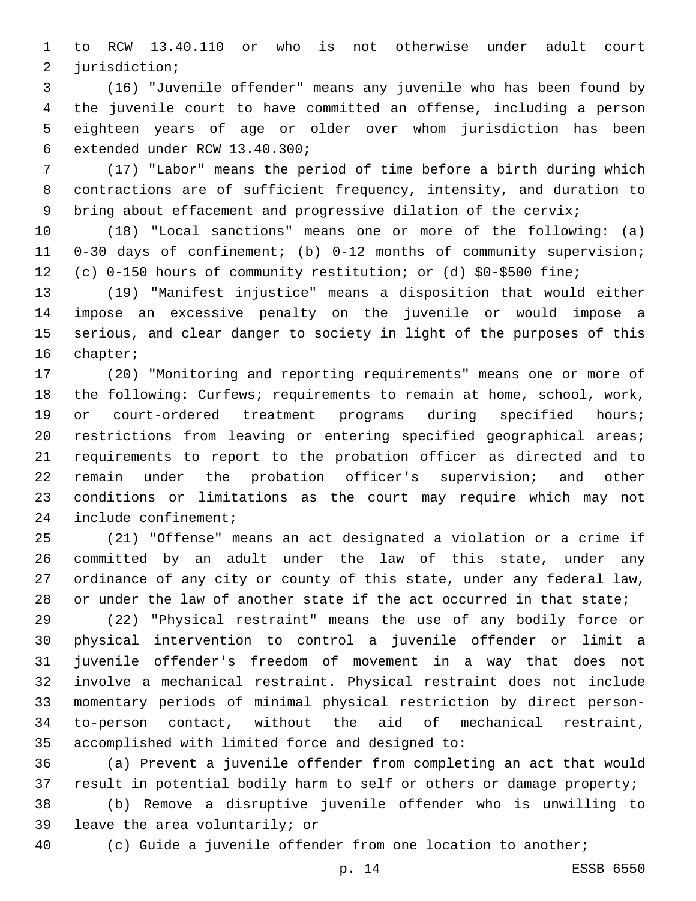to RCW 13.40.110 or who is not otherwise under adult court jurisdiction;

(16) "Juvenile offender" means any juvenile who has been found by the juvenile court to have committed an offense, including a person eighteen years of age or older over whom jurisdiction has been extended under RCW 13.40.300;

(17) "Labor" means the period of time before a birth during which contractions are of sufficient frequency, intensity, and duration to bring about effacement and progressive dilation of the cervix;

(18) "Local sanctions" means one or more of the following: (a) 0-30 days of confinement; (b) 0-12 months of community supervision; (c) 0-150 hours of community restitution; or (d) $0-$500 fine;

(19) "Manifest injustice" means a disposition that would either impose an excessive penalty on the juvenile or would impose a serious, and clear danger to society in light of the purposes of this chapter;

(20) "Monitoring and reporting requirements" means one or more of the following: Curfews; requirements to remain at home, school, work, or court-ordered treatment programs during specified hours; restrictions from leaving or entering specified geographical areas; requirements to report to the probation officer as directed and to remain under the probation officer's supervision; and other conditions or limitations as the court may require which may not include confinement;

(21) "Offense" means an act designated a violation or a crime if committed by an adult under the law of this state, under any ordinance of any city or county of this state, under any federal law, or under the law of another state if the act occurred in that state;

(22) "Physical restraint" means the use of any bodily force or physical intervention to control a juvenile offender or limit a juvenile offender's freedom of movement in a way that does not involve a mechanical restraint. Physical restraint does not include momentary periods of minimal physical restriction by direct person-to-person contact, without the aid of mechanical restraint, accomplished with limited force and designed to:

(a) Prevent a juvenile offender from completing an act that would result in potential bodily harm to self or others or damage property;

(b) Remove a disruptive juvenile offender who is unwilling to leave the area voluntarily; or

(c) Guide a juvenile offender from one location to another;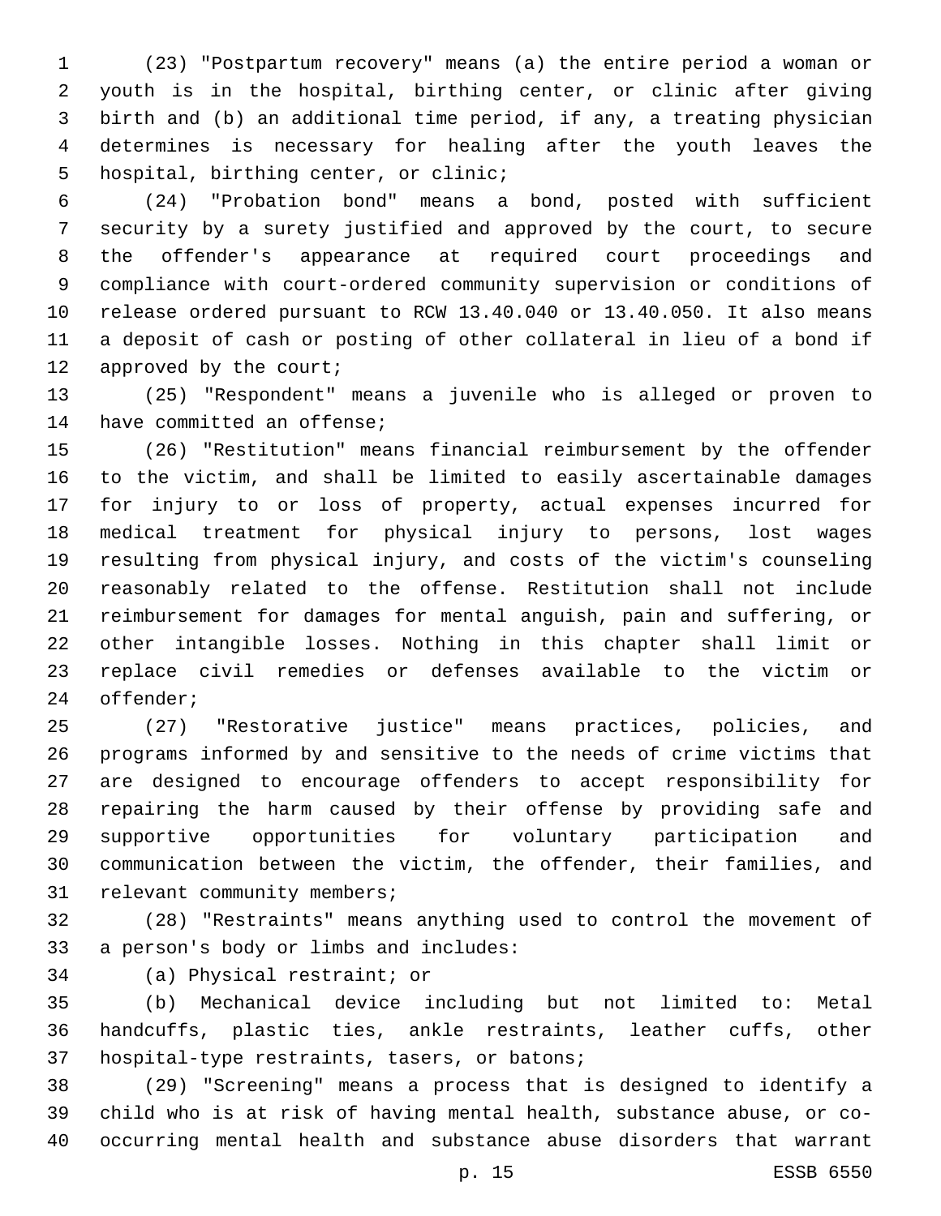(23) "Postpartum recovery" means (a) the entire period a woman or youth is in the hospital, birthing center, or clinic after giving birth and (b) an additional time period, if any, a treating physician determines is necessary for healing after the youth leaves the hospital, birthing center, or clinic;

(24) "Probation bond" means a bond, posted with sufficient security by a surety justified and approved by the court, to secure the offender's appearance at required court proceedings and compliance with court-ordered community supervision or conditions of release ordered pursuant to RCW 13.40.040 or 13.40.050. It also means a deposit of cash or posting of other collateral in lieu of a bond if approved by the court;

(25) "Respondent" means a juvenile who is alleged or proven to have committed an offense;

(26) "Restitution" means financial reimbursement by the offender to the victim, and shall be limited to easily ascertainable damages for injury to or loss of property, actual expenses incurred for medical treatment for physical injury to persons, lost wages resulting from physical injury, and costs of the victim's counseling reasonably related to the offense. Restitution shall not include reimbursement for damages for mental anguish, pain and suffering, or other intangible losses. Nothing in this chapter shall limit or replace civil remedies or defenses available to the victim or offender;

(27) "Restorative justice" means practices, policies, and programs informed by and sensitive to the needs of crime victims that are designed to encourage offenders to accept responsibility for repairing the harm caused by their offense by providing safe and supportive opportunities for voluntary participation and communication between the victim, the offender, their families, and relevant community members;

(28) "Restraints" means anything used to control the movement of a person's body or limbs and includes:

(a) Physical restraint; or

(b) Mechanical device including but not limited to: Metal handcuffs, plastic ties, ankle restraints, leather cuffs, other hospital-type restraints, tasers, or batons;

(29) "Screening" means a process that is designed to identify a child who is at risk of having mental health, substance abuse, or co-occurring mental health and substance abuse disorders that warrant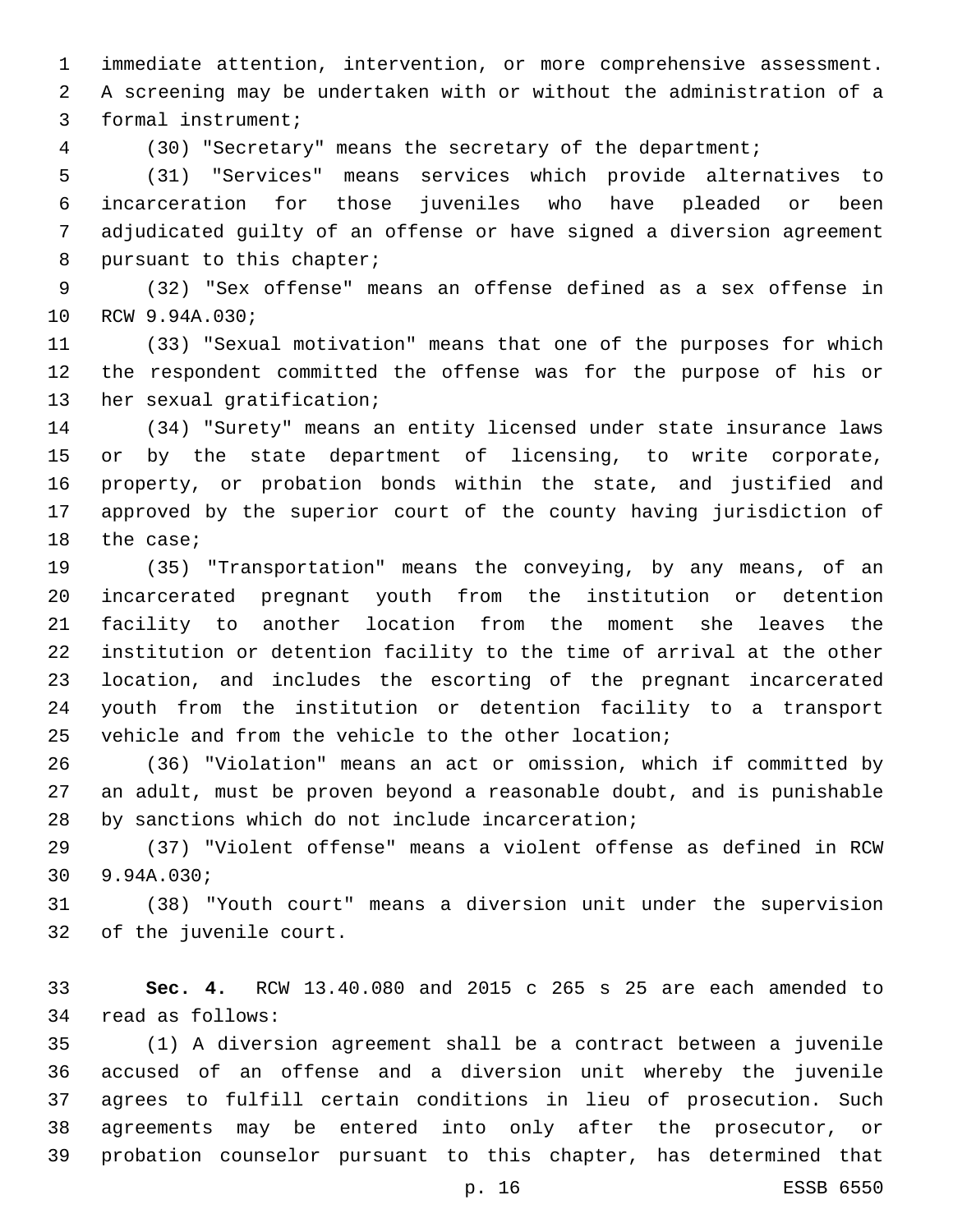immediate attention, intervention, or more comprehensive assessment. A screening may be undertaken with or without the administration of a formal instrument;

(30) "Secretary" means the secretary of the department;

(31) "Services" means services which provide alternatives to incarceration for those juveniles who have pleaded or been adjudicated guilty of an offense or have signed a diversion agreement pursuant to this chapter;

(32) "Sex offense" means an offense defined as a sex offense in RCW 9.94A.030;

(33) "Sexual motivation" means that one of the purposes for which the respondent committed the offense was for the purpose of his or her sexual gratification;

(34) "Surety" means an entity licensed under state insurance laws or by the state department of licensing, to write corporate, property, or probation bonds within the state, and justified and approved by the superior court of the county having jurisdiction of the case;

(35) "Transportation" means the conveying, by any means, of an incarcerated pregnant youth from the institution or detention facility to another location from the moment she leaves the institution or detention facility to the time of arrival at the other location, and includes the escorting of the pregnant incarcerated youth from the institution or detention facility to a transport vehicle and from the vehicle to the other location;

(36) "Violation" means an act or omission, which if committed by an adult, must be proven beyond a reasonable doubt, and is punishable by sanctions which do not include incarceration;

(37) "Violent offense" means a violent offense as defined in RCW 9.94A.030;

(38) "Youth court" means a diversion unit under the supervision of the juvenile court.

**Sec. 4.** RCW 13.40.080 and 2015 c 265 s 25 are each amended to read as follows:

(1) A diversion agreement shall be a contract between a juvenile accused of an offense and a diversion unit whereby the juvenile agrees to fulfill certain conditions in lieu of prosecution. Such agreements may be entered into only after the prosecutor, or probation counselor pursuant to this chapter, has determined that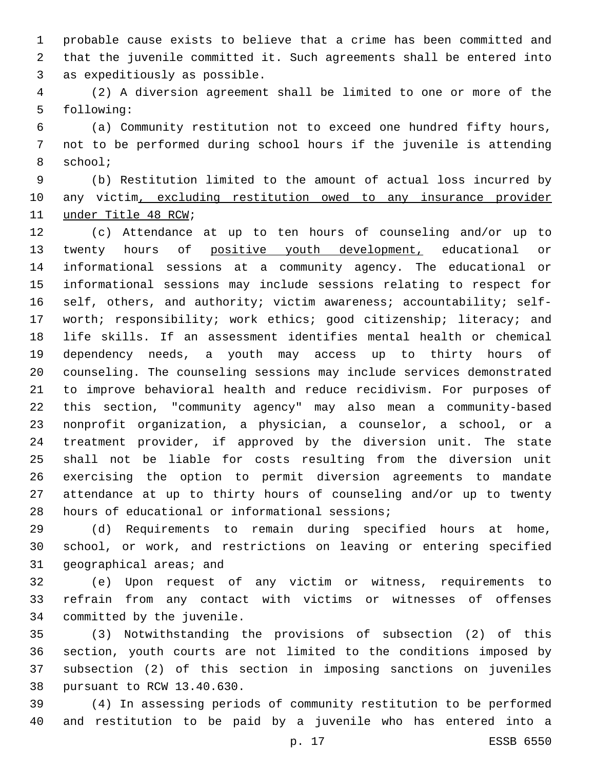probable cause exists to believe that a crime has been committed and that the juvenile committed it. Such agreements shall be entered into as expeditiously as possible.

(2) A diversion agreement shall be limited to one or more of the following:

(a) Community restitution not to exceed one hundred fifty hours, not to be performed during school hours if the juvenile is attending school;

(b) Restitution limited to the amount of actual loss incurred by any victim<u>, excluding restitution owed to any insurance provider under Title 48 RCW</u>;

(c) Attendance at up to ten hours of counseling and/or up to twenty hours of <u>positive youth development,</u> educational or informational sessions at a community agency. The educational or informational sessions may include sessions relating to respect for self, others, and authority; victim awareness; accountability; self-worth; responsibility; work ethics; good citizenship; literacy; and life skills. If an assessment identifies mental health or chemical dependency needs, a youth may access up to thirty hours of counseling. The counseling sessions may include services demonstrated to improve behavioral health and reduce recidivism. For purposes of this section, "community agency" may also mean a community-based nonprofit organization, a physician, a counselor, a school, or a treatment provider, if approved by the diversion unit. The state shall not be liable for costs resulting from the diversion unit exercising the option to permit diversion agreements to mandate attendance at up to thirty hours of counseling and/or up to twenty hours of educational or informational sessions;

(d) Requirements to remain during specified hours at home, school, or work, and restrictions on leaving or entering specified geographical areas; and

(e) Upon request of any victim or witness, requirements to refrain from any contact with victims or witnesses of offenses committed by the juvenile.

(3) Notwithstanding the provisions of subsection (2) of this section, youth courts are not limited to the conditions imposed by subsection (2) of this section in imposing sanctions on juveniles pursuant to RCW 13.40.630.

(4) In assessing periods of community restitution to be performed and restitution to be paid by a juvenile who has entered into a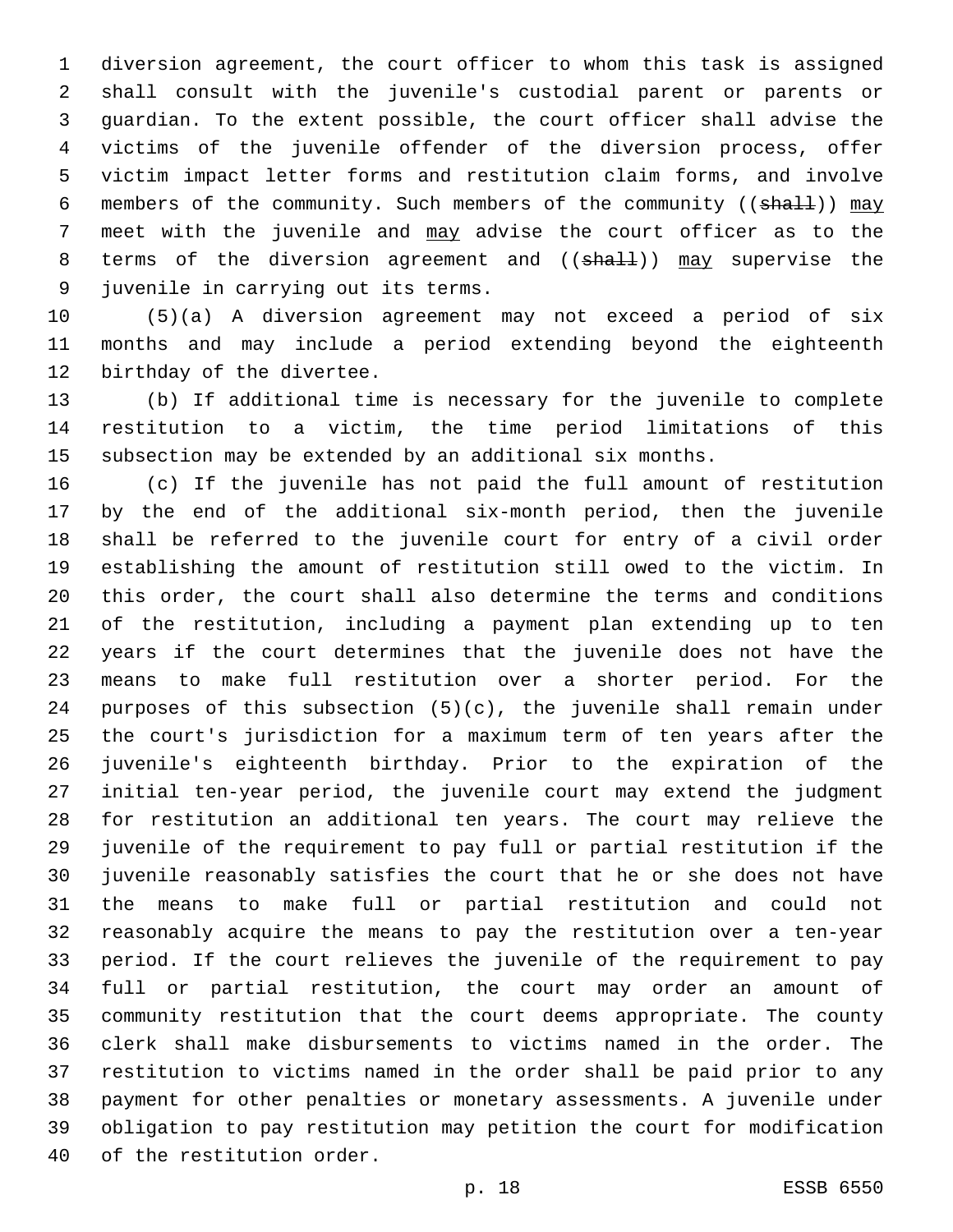diversion agreement, the court officer to whom this task is assigned shall consult with the juvenile's custodial parent or parents or guardian. To the extent possible, the court officer shall advise the victims of the juvenile offender of the diversion process, offer victim impact letter forms and restitution claim forms, and involve members of the community. Such members of the community ((~~shall~~)) <u>may</u> meet with the juvenile and <u>may</u> advise the court officer as to the terms of the diversion agreement and ((~~shall~~)) <u>may</u> supervise the juvenile in carrying out its terms.

(5)(a) A diversion agreement may not exceed a period of six months and may include a period extending beyond the eighteenth birthday of the divertee.

(b) If additional time is necessary for the juvenile to complete restitution to a victim, the time period limitations of this subsection may be extended by an additional six months.

(c) If the juvenile has not paid the full amount of restitution by the end of the additional six-month period, then the juvenile shall be referred to the juvenile court for entry of a civil order establishing the amount of restitution still owed to the victim. In this order, the court shall also determine the terms and conditions of the restitution, including a payment plan extending up to ten years if the court determines that the juvenile does not have the means to make full restitution over a shorter period. For the purposes of this subsection (5)(c), the juvenile shall remain under the court's jurisdiction for a maximum term of ten years after the juvenile's eighteenth birthday. Prior to the expiration of the initial ten-year period, the juvenile court may extend the judgment for restitution an additional ten years. The court may relieve the juvenile of the requirement to pay full or partial restitution if the juvenile reasonably satisfies the court that he or she does not have the means to make full or partial restitution and could not reasonably acquire the means to pay the restitution over a ten-year period. If the court relieves the juvenile of the requirement to pay full or partial restitution, the court may order an amount of community restitution that the court deems appropriate. The county clerk shall make disbursements to victims named in the order. The restitution to victims named in the order shall be paid prior to any payment for other penalties or monetary assessments. A juvenile under obligation to pay restitution may petition the court for modification of the restitution order.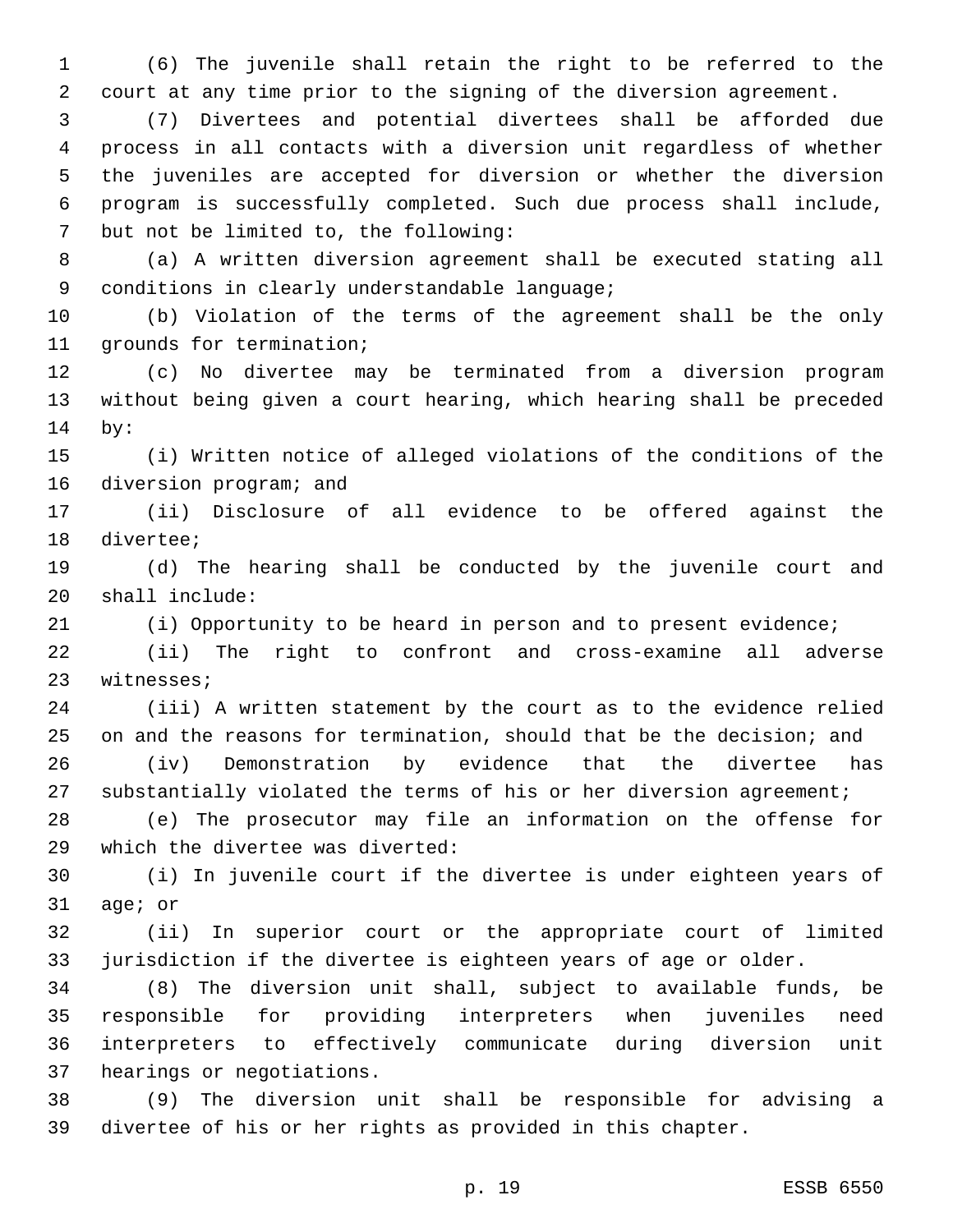(6) The juvenile shall retain the right to be referred to the court at any time prior to the signing of the diversion agreement.

(7) Divertees and potential divertees shall be afforded due process in all contacts with a diversion unit regardless of whether the juveniles are accepted for diversion or whether the diversion program is successfully completed. Such due process shall include, but not be limited to, the following:

(a) A written diversion agreement shall be executed stating all conditions in clearly understandable language;

(b) Violation of the terms of the agreement shall be the only grounds for termination;

(c) No divertee may be terminated from a diversion program without being given a court hearing, which hearing shall be preceded by:

(i) Written notice of alleged violations of the conditions of the diversion program; and

(ii) Disclosure of all evidence to be offered against the divertee;

(d) The hearing shall be conducted by the juvenile court and shall include:

(i) Opportunity to be heard in person and to present evidence;

(ii) The right to confront and cross-examine all adverse witnesses;

(iii) A written statement by the court as to the evidence relied on and the reasons for termination, should that be the decision; and

(iv) Demonstration by evidence that the divertee has substantially violated the terms of his or her diversion agreement;

(e) The prosecutor may file an information on the offense for which the divertee was diverted:

(i) In juvenile court if the divertee is under eighteen years of age; or

(ii) In superior court or the appropriate court of limited jurisdiction if the divertee is eighteen years of age or older.

(8) The diversion unit shall, subject to available funds, be responsible for providing interpreters when juveniles need interpreters to effectively communicate during diversion unit hearings or negotiations.

(9) The diversion unit shall be responsible for advising a divertee of his or her rights as provided in this chapter.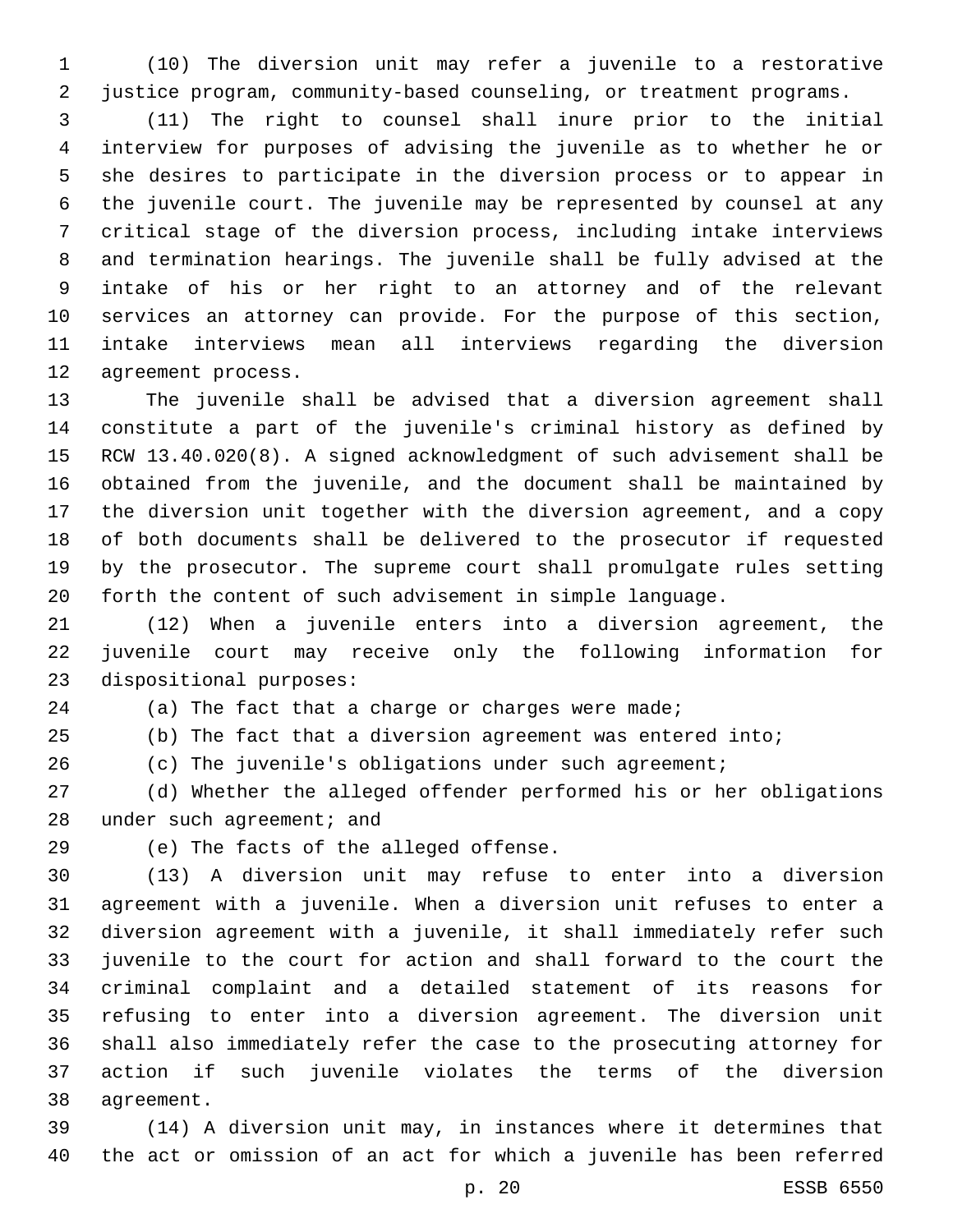(10) The diversion unit may refer a juvenile to a restorative justice program, community-based counseling, or treatment programs.

(11) The right to counsel shall inure prior to the initial interview for purposes of advising the juvenile as to whether he or she desires to participate in the diversion process or to appear in the juvenile court. The juvenile may be represented by counsel at any critical stage of the diversion process, including intake interviews and termination hearings. The juvenile shall be fully advised at the intake of his or her right to an attorney and of the relevant services an attorney can provide. For the purpose of this section, intake interviews mean all interviews regarding the diversion agreement process.

The juvenile shall be advised that a diversion agreement shall constitute a part of the juvenile's criminal history as defined by RCW 13.40.020(8). A signed acknowledgment of such advisement shall be obtained from the juvenile, and the document shall be maintained by the diversion unit together with the diversion agreement, and a copy of both documents shall be delivered to the prosecutor if requested by the prosecutor. The supreme court shall promulgate rules setting forth the content of such advisement in simple language.

(12) When a juvenile enters into a diversion agreement, the juvenile court may receive only the following information for dispositional purposes:

(a) The fact that a charge or charges were made;

(b) The fact that a diversion agreement was entered into;

(c) The juvenile's obligations under such agreement;

(d) Whether the alleged offender performed his or her obligations under such agreement; and

(e) The facts of the alleged offense.

(13) A diversion unit may refuse to enter into a diversion agreement with a juvenile. When a diversion unit refuses to enter a diversion agreement with a juvenile, it shall immediately refer such juvenile to the court for action and shall forward to the court the criminal complaint and a detailed statement of its reasons for refusing to enter into a diversion agreement. The diversion unit shall also immediately refer the case to the prosecuting attorney for action if such juvenile violates the terms of the diversion agreement.

(14) A diversion unit may, in instances where it determines that the act or omission of an act for which a juvenile has been referred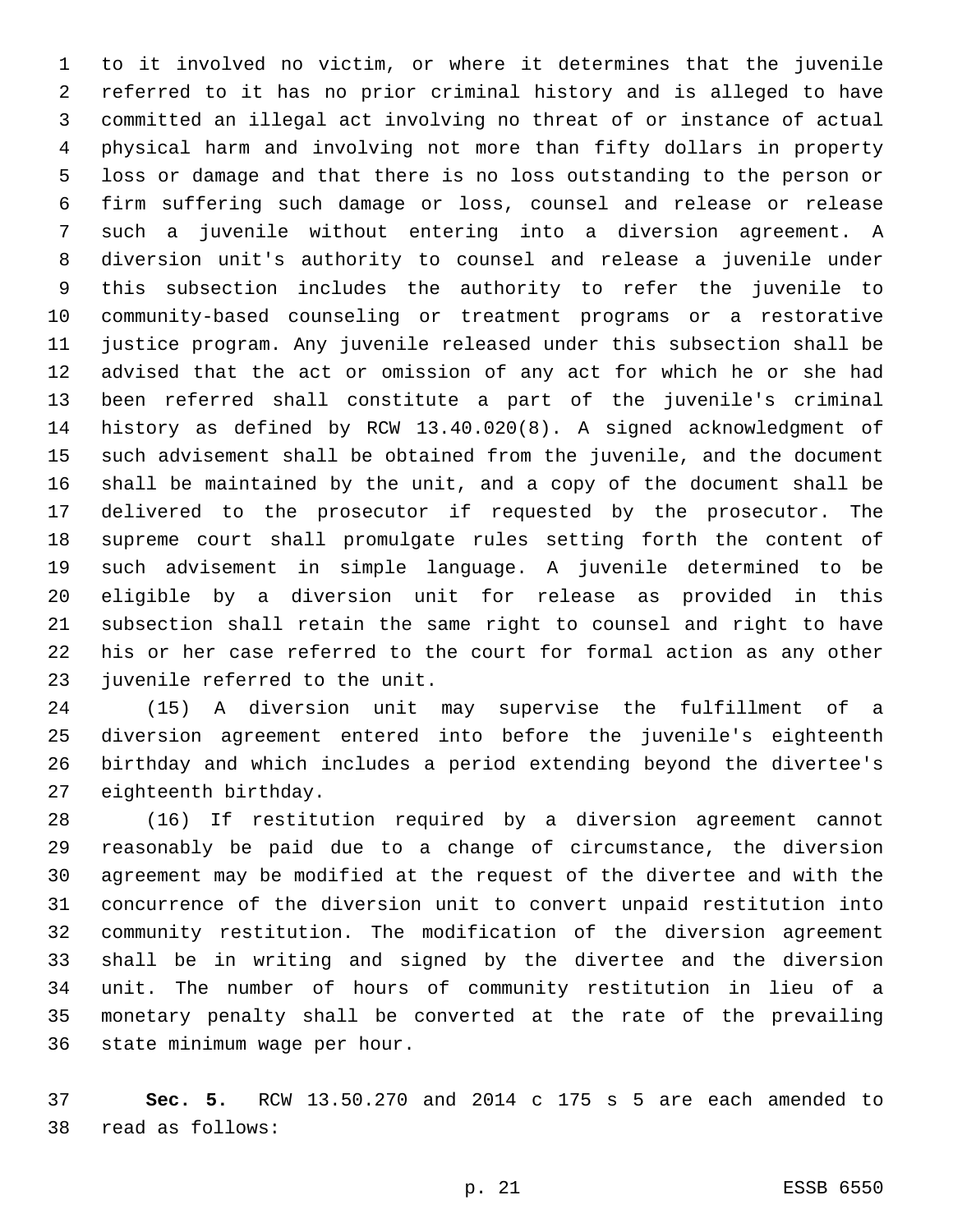to it involved no victim, or where it determines that the juvenile referred to it has no prior criminal history and is alleged to have committed an illegal act involving no threat of or instance of actual physical harm and involving not more than fifty dollars in property loss or damage and that there is no loss outstanding to the person or firm suffering such damage or loss, counsel and release or release such a juvenile without entering into a diversion agreement. A diversion unit's authority to counsel and release a juvenile under this subsection includes the authority to refer the juvenile to community-based counseling or treatment programs or a restorative justice program. Any juvenile released under this subsection shall be advised that the act or omission of any act for which he or she had been referred shall constitute a part of the juvenile's criminal history as defined by RCW 13.40.020(8). A signed acknowledgment of such advisement shall be obtained from the juvenile, and the document shall be maintained by the unit, and a copy of the document shall be delivered to the prosecutor if requested by the prosecutor. The supreme court shall promulgate rules setting forth the content of such advisement in simple language. A juvenile determined to be eligible by a diversion unit for release as provided in this subsection shall retain the same right to counsel and right to have his or her case referred to the court for formal action as any other juvenile referred to the unit.

(15) A diversion unit may supervise the fulfillment of a diversion agreement entered into before the juvenile's eighteenth birthday and which includes a period extending beyond the divertee's eighteenth birthday.

(16) If restitution required by a diversion agreement cannot reasonably be paid due to a change of circumstance, the diversion agreement may be modified at the request of the divertee and with the concurrence of the diversion unit to convert unpaid restitution into community restitution. The modification of the diversion agreement shall be in writing and signed by the divertee and the diversion unit. The number of hours of community restitution in lieu of a monetary penalty shall be converted at the rate of the prevailing state minimum wage per hour.

**Sec. 5.** RCW 13.50.270 and 2014 c 175 s 5 are each amended to read as follows: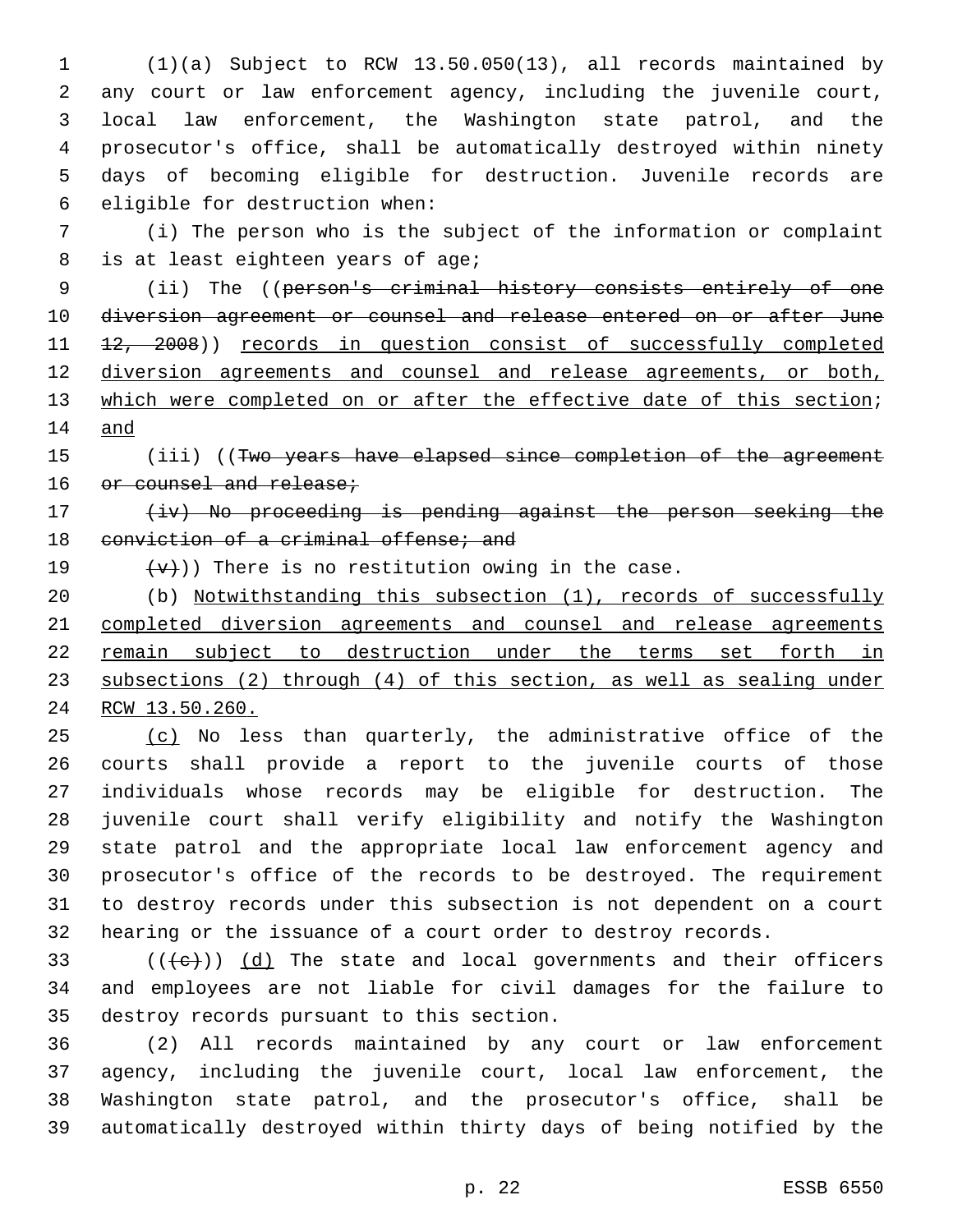(1)(a) Subject to RCW 13.50.050(13), all records maintained by any court or law enforcement agency, including the juvenile court, local law enforcement, the Washington state patrol, and the prosecutor's office, shall be automatically destroyed within ninety days of becoming eligible for destruction. Juvenile records are eligible for destruction when:

(i) The person who is the subject of the information or complaint is at least eighteen years of age;

(ii) The ((~~person's criminal history consists entirely of one diversion agreement or counsel and release entered on or after June 12, 2008~~)) records in question consist of successfully completed diversion agreements and counsel and release agreements, or both, which were completed on or after the effective date of this section; and

(iii) ((~~Two years have elapsed since completion of the agreement or counsel and release;~~

~~(iv) No proceeding is pending against the person seeking the conviction of a criminal offense; and~~

~~(v)~~)) There is no restitution owing in the case.

(b) Notwithstanding this subsection (1), records of successfully completed diversion agreements and counsel and release agreements remain subject to destruction under the terms set forth in subsections (2) through (4) of this section, as well as sealing under RCW 13.50.260.

(c) No less than quarterly, the administrative office of the courts shall provide a report to the juvenile courts of those individuals whose records may be eligible for destruction. The juvenile court shall verify eligibility and notify the Washington state patrol and the appropriate local law enforcement agency and prosecutor's office of the records to be destroyed. The requirement to destroy records under this subsection is not dependent on a court hearing or the issuance of a court order to destroy records.

((~~(c)~~)) (d) The state and local governments and their officers and employees are not liable for civil damages for the failure to destroy records pursuant to this section.

(2) All records maintained by any court or law enforcement agency, including the juvenile court, local law enforcement, the Washington state patrol, and the prosecutor's office, shall be automatically destroyed within thirty days of being notified by the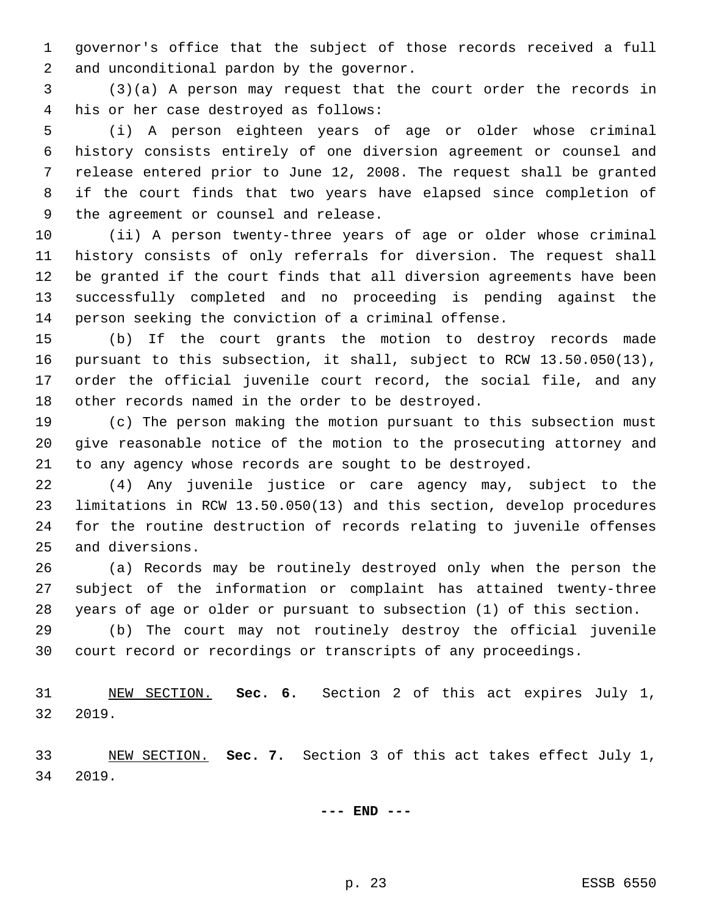governor's office that the subject of those records received a full and unconditional pardon by the governor.

(3)(a) A person may request that the court order the records in his or her case destroyed as follows:

(i) A person eighteen years of age or older whose criminal history consists entirely of one diversion agreement or counsel and release entered prior to June 12, 2008. The request shall be granted if the court finds that two years have elapsed since completion of the agreement or counsel and release.

(ii) A person twenty-three years of age or older whose criminal history consists of only referrals for diversion. The request shall be granted if the court finds that all diversion agreements have been successfully completed and no proceeding is pending against the person seeking the conviction of a criminal offense.

(b) If the court grants the motion to destroy records made pursuant to this subsection, it shall, subject to RCW 13.50.050(13), order the official juvenile court record, the social file, and any other records named in the order to be destroyed.

(c) The person making the motion pursuant to this subsection must give reasonable notice of the motion to the prosecuting attorney and to any agency whose records are sought to be destroyed.

(4) Any juvenile justice or care agency may, subject to the limitations in RCW 13.50.050(13) and this section, develop procedures for the routine destruction of records relating to juvenile offenses and diversions.

(a) Records may be routinely destroyed only when the person the subject of the information or complaint has attained twenty-three years of age or older or pursuant to subsection (1) of this section.

(b) The court may not routinely destroy the official juvenile court record or recordings or transcripts of any proceedings.

NEW SECTION. **Sec. 6.** Section 2 of this act expires July 1, 2019.

NEW SECTION. **Sec. 7.** Section 3 of this act takes effect July 1, 2019.

**--- END ---**